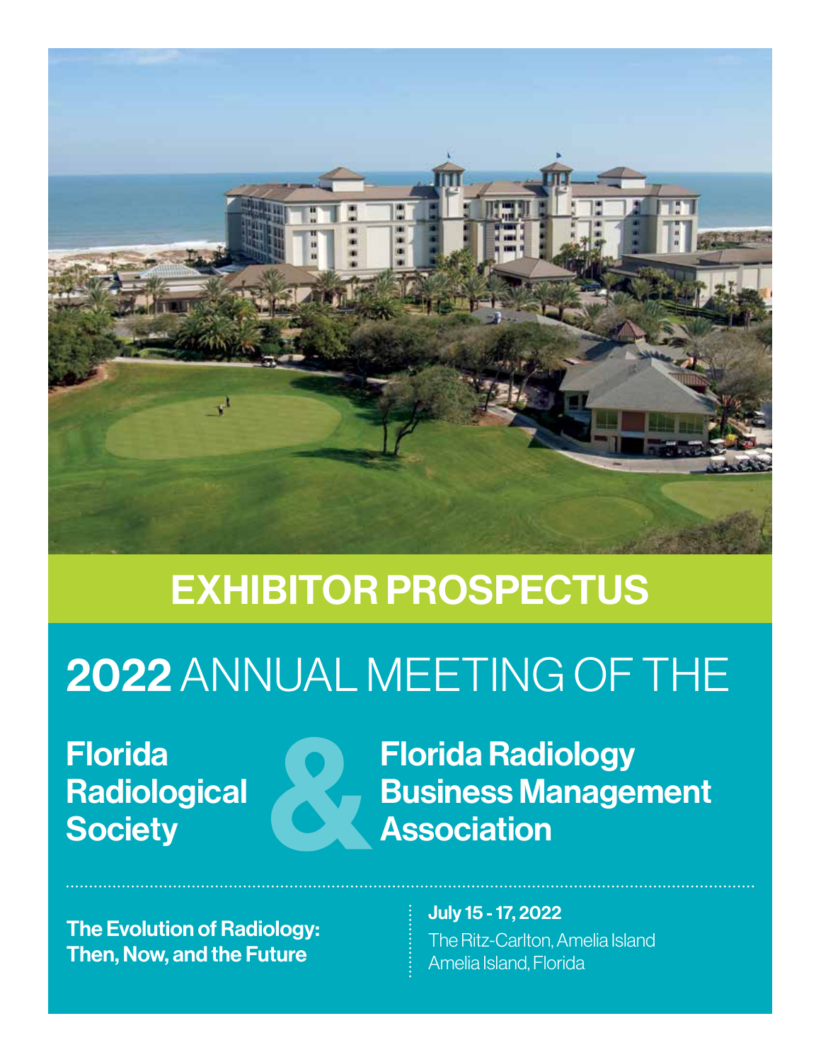# EXHIBITOR PROSPECTUS

## 2022 ANNUAL MEETING OF THE

**Florida Radiological Society**

&

**Florida Radiology Business Management Association**

**The Evolution of Radiology: Then, Now, and the Future**

**July 15 - 17, 2022**

The Ritz-Carlton, Amelia Island

Amelia Island, Florida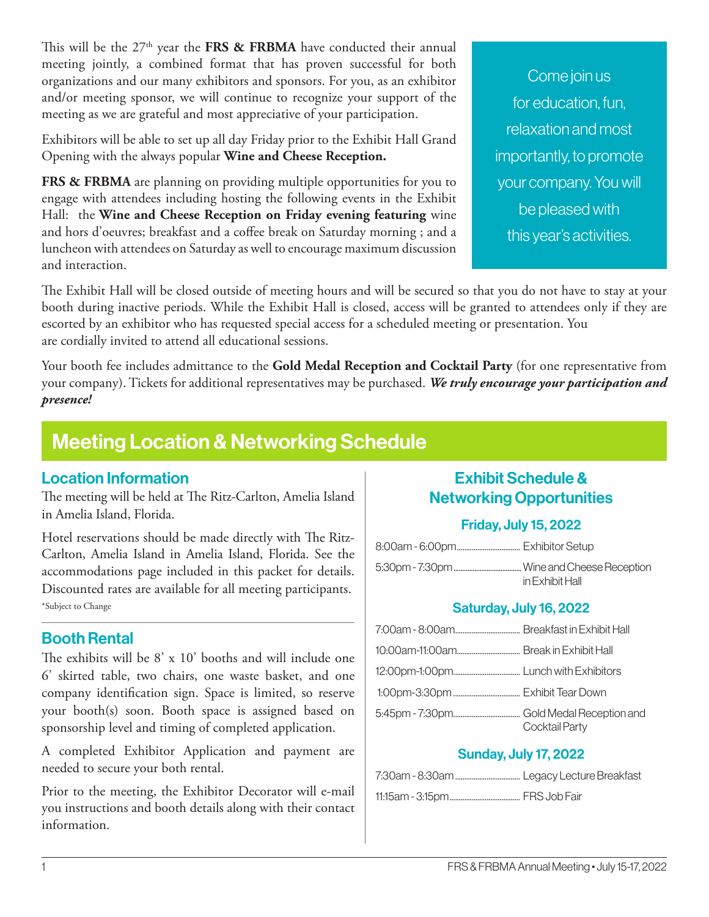This will be the 27th year the **FRS & FRBMA** have conducted their annual meeting jointly, a combined format that has proven successful for both organizations and our many exhibitors and sponsors. For you, as an exhibitor and/or meeting sponsor, we will continue to recognize your support of the meeting as we are grateful and most appreciative of your participation.

Exhibitors will be able to set up all day Friday prior to the Exhibit Hall Grand Opening with the always popular **Wine and Cheese Reception.**

**FRS & FRBMA** are planning on providing multiple opportunities for you to engage with attendees including hosting the following events in the Exhibit Hall: the **Wine and Cheese Reception on Friday evening featuring** wine and hors d'oeuvres; breakfast and a coffee break on Saturday morning ; and a luncheon with attendees on Saturday as well to encourage maximum discussion and interaction.

Come join us for education, fun, relaxation and most importantly, to promote your company. You will be pleased with this year's activities.

The Exhibit Hall will be closed outside of meeting hours and will be secured so that you do not have to stay at your booth during inactive periods. While the Exhibit Hall is closed, access will be granted to attendees only if they are escorted by an exhibitor who has requested special access for a scheduled meeting or presentation. You are cordially invited to attend all educational sessions.

Your booth fee includes admittance to the **Gold Medal Reception and Cocktail Party** (for one representative from your company). Tickets for additional representatives may be purchased. ***We truly encourage your participation and presence!***

## Meeting Location & Networking Schedule

### Location Information

The meeting will be held at The Ritz-Carlton, Amelia Island in Amelia Island, Florida.

Hotel reservations should be made directly with The Ritz-Carlton, Amelia Island in Amelia Island, Florida. See the accommodations page included in this packet for details. Discounted rates are available for all meeting participants.

*Subject to Change

### Booth Rental

The exhibits will be 8' x 10' booths and will include one 6' skirted table, two chairs, one waste basket, and one company identification sign. Space is limited, so reserve your booth(s) soon. Booth space is assigned based on sponsorship level and timing of completed application.

A completed Exhibitor Application and payment are needed to secure your both rental.

Prior to the meeting, the Exhibitor Decorator will e-mail you instructions and booth details along with their contact information.

### Exhibit Schedule & Networking Opportunities

#### Friday, July 15, 2022

- 8:00am - 6:00pm ........ Exhibitor Setup
- 5:30pm - 7:30pm ........ Wine and Cheese Reception in Exhibit Hall

#### Saturday, July 16, 2022

- 7:00am - 8:00am ........ Breakfast in Exhibit Hall
- 10:00am-11:00am ........ Break in Exhibit Hall
- 12:00pm-1:00pm ........ Lunch with Exhibitors
- 1:00pm-3:30pm ........ Exhibit Tear Down
- 5:45pm - 7:30pm ........ Gold Medal Reception and Cocktail Party

#### Sunday, July 17, 2022

- 7:30am - 8:30am ........ Legacy Lecture Breakfast
- 11:15am - 3:15pm ........ FRS Job Fair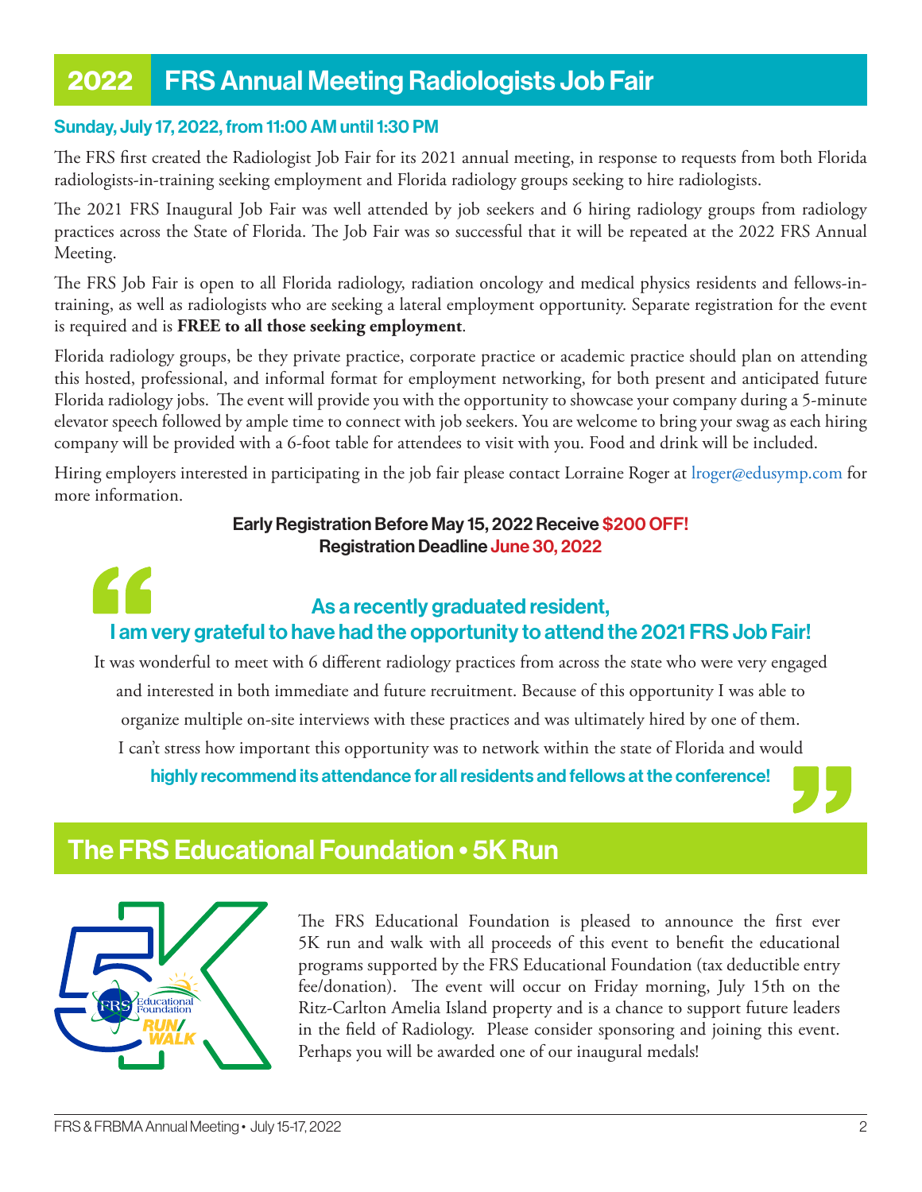## 2022 FRS Annual Meeting Radiologists Job Fair

**Sunday, July 17, 2022, from 11:00 AM until 1:30 PM**

The FRS first created the Radiologist Job Fair for its 2021 annual meeting, in response to requests from both Florida radiologists-in-training seeking employment and Florida radiology groups seeking to hire radiologists.

The 2021 FRS Inaugural Job Fair was well attended by job seekers and 6 hiring radiology groups from radiology practices across the State of Florida. The Job Fair was so successful that it will be repeated at the 2022 FRS Annual Meeting.

The FRS Job Fair is open to all Florida radiology, radiation oncology and medical physics residents and fellows-in-training, as well as radiologists who are seeking a lateral employment opportunity. Separate registration for the event is required and is **FREE to all those seeking employment**.

Florida radiology groups, be they private practice, corporate practice or academic practice should plan on attending this hosted, professional, and informal format for employment networking, for both present and anticipated future Florida radiology jobs. The event will provide you with the opportunity to showcase your company during a 5-minute elevator speech followed by ample time to connect with job seekers. You are welcome to bring your swag as each hiring company will be provided with a 6-foot table for attendees to visit with you. Food and drink will be included.

Hiring employers interested in participating in the job fair please contact Lorraine Roger at lroger@edusymp.com for more information.

**Early Registration Before May 15, 2022 Receive $200 OFF!**
**Registration Deadline June 30, 2022**

> **As a recently graduated resident, I am very grateful to have had the opportunity to attend the 2021 FRS Job Fair!**
> It was wonderful to meet with 6 different radiology practices from across the state who were very engaged and interested in both immediate and future recruitment. Because of this opportunity I was able to organize multiple on-site interviews with these practices and was ultimately hired by one of them. I can't stress how important this opportunity was to network within the state of Florida and would **highly recommend its attendance for all residents and fellows at the conference!**

## The FRS Educational Foundation • 5K Run

The FRS Educational Foundation is pleased to announce the first ever 5K run and walk with all proceeds of this event to benefit the educational programs supported by the FRS Educational Foundation (tax deductible entry fee/donation). The event will occur on Friday morning, July 15th on the Ritz-Carlton Amelia Island property and is a chance to support future leaders in the field of Radiology. Please consider sponsoring and joining this event. Perhaps you will be awarded one of our inaugural medals!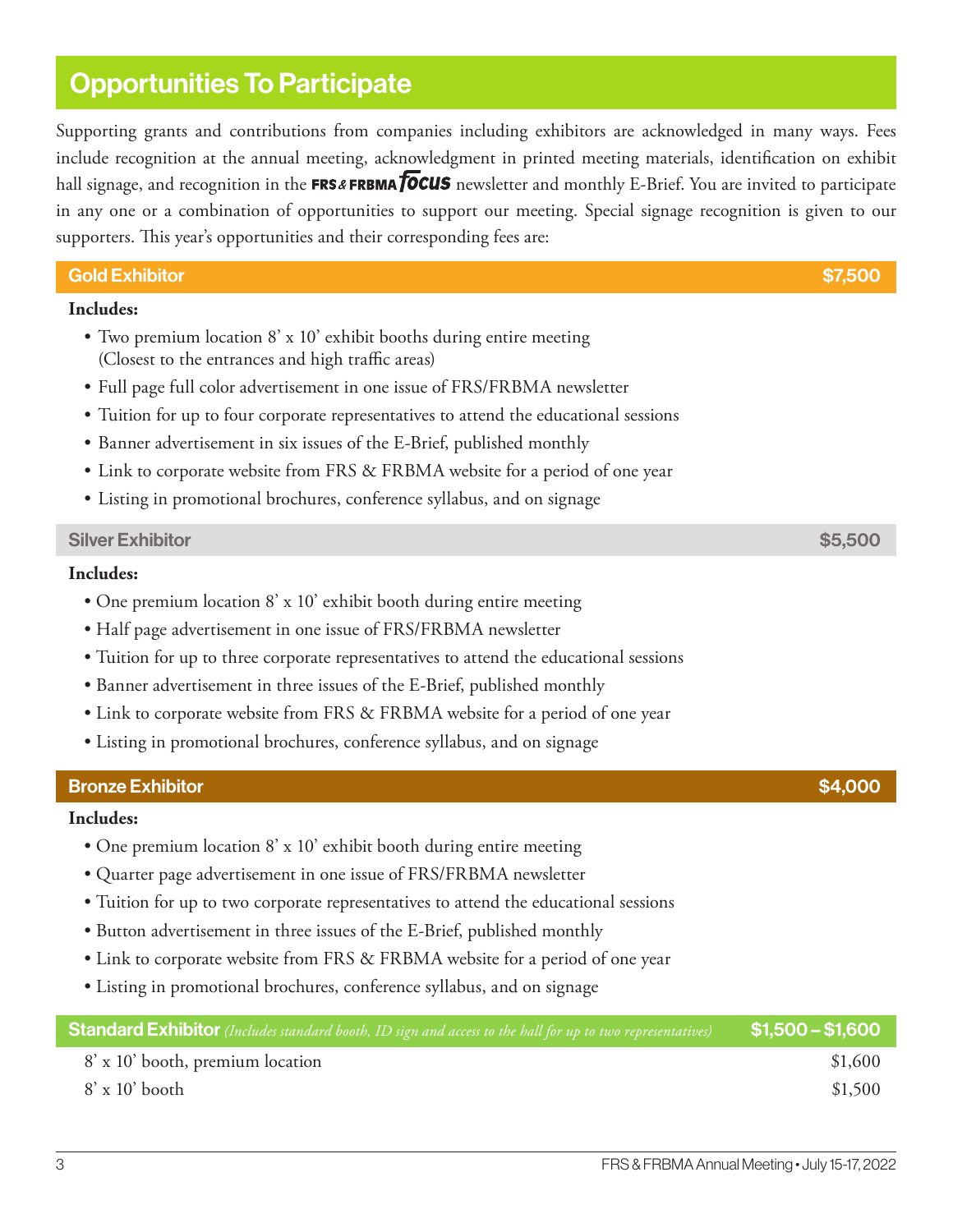# Opportunities To Participate

Supporting grants and contributions from companies including exhibitors are acknowledged in many ways. Fees include recognition at the annual meeting, acknowledgment in printed meeting materials, identification on exhibit hall signage, and recognition in the FRS & FRBMA *focus* newsletter and monthly E-Brief. You are invited to participate in any one or a combination of opportunities to support our meeting. Special signage recognition is given to our supporters. This year's opportunities and their corresponding fees are:

## Gold Exhibitor — $7,500

**Includes:**

- Two premium location 8' x 10' exhibit booths during entire meeting (Closest to the entrances and high traffic areas)
- Full page full color advertisement in one issue of FRS/FRBMA newsletter
- Tuition for up to four corporate representatives to attend the educational sessions
- Banner advertisement in six issues of the E-Brief, published monthly
- Link to corporate website from FRS & FRBMA website for a period of one year
- Listing in promotional brochures, conference syllabus, and on signage

## Silver Exhibitor — $5,500

**Includes:**

- One premium location 8' x 10' exhibit booth during entire meeting
- Half page advertisement in one issue of FRS/FRBMA newsletter
- Tuition for up to three corporate representatives to attend the educational sessions
- Banner advertisement in three issues of the E-Brief, published monthly
- Link to corporate website from FRS & FRBMA website for a period of one year
- Listing in promotional brochures, conference syllabus, and on signage

## Bronze Exhibitor — $4,000

**Includes:**

- One premium location 8' x 10' exhibit booth during entire meeting
- Quarter page advertisement in one issue of FRS/FRBMA newsletter
- Tuition for up to two corporate representatives to attend the educational sessions
- Button advertisement in three issues of the E-Brief, published monthly
- Link to corporate website from FRS & FRBMA website for a period of one year
- Listing in promotional brochures, conference syllabus, and on signage

## Standard Exhibitor *(Includes standard booth, ID sign and access to the hall for up to two representatives)* — $1,500 – $1,600

| Option | Fee |
|---|---|
| 8' x 10' booth, premium location | $1,600 |
| 8' x 10' booth | $1,500 |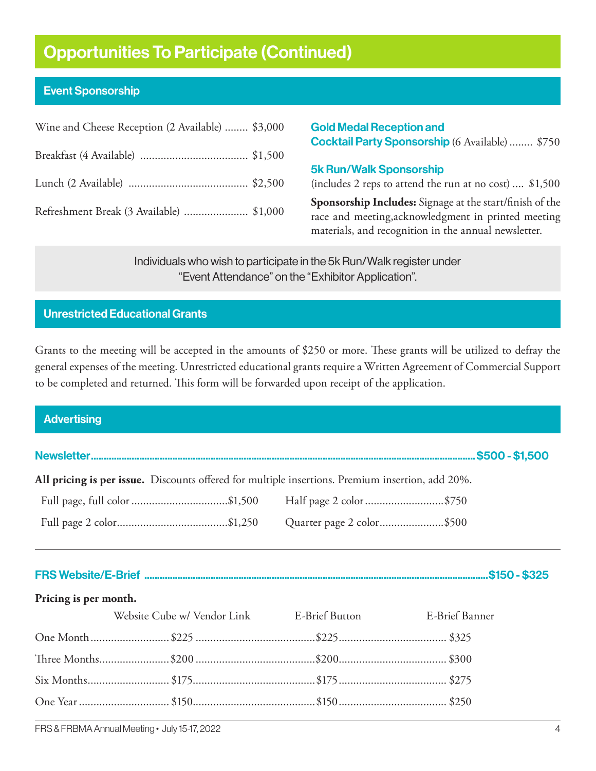# Opportunities To Participate (Continued)

## Event Sponsorship

Wine and Cheese Reception (2 Available) ........ $3,000

Breakfast (4 Available) ..................................... $1,500

Lunch (2 Available) ......................................... $2,500

Refreshment Break (3 Available) ...................... $1,000

### Gold Medal Reception and Cocktail Party Sponsorship

(6 Available) ........ $750

### 5k Run/Walk Sponsorship

(includes 2 reps to attend the run at no cost) .... $1,500

**Sponsorship Includes:** Signage at the start/finish of the race and meeting,acknowledgment in printed meeting materials, and recognition in the annual newsletter.

Individuals who wish to participate in the 5k Run/Walk register under "Event Attendance" on the "Exhibitor Application".

## Unrestricted Educational Grants

Grants to the meeting will be accepted in the amounts of $250 or more. These grants will be utilized to defray the general expenses of the meeting. Unrestricted educational grants require a Written Agreement of Commercial Support to be completed and returned. This form will be forwarded upon receipt of the application.

## Advertising

### Newsletter ............ $500 - $1,500

**All pricing is per issue.** Discounts offered for multiple insertions. Premium insertion, add 20%.

Full page, full color ................................$1,500

Full page 2 color.....................................$1,250

Half page 2 color ..........................$750

Quarter page 2 color......................$500

### FRS Website/E-Brief ............ $150 - $325

**Pricing is per month.**

| | Website Cube w/ Vendor Link | E-Brief Button | E-Brief Banner |
|---|---|---|---|
| One Month | $225 | $225 | $325 |
| Three Months | $200 | $200 | $300 |
| Six Months | $175 | $175 | $275 |
| One Year | $150 | $150 | $250 |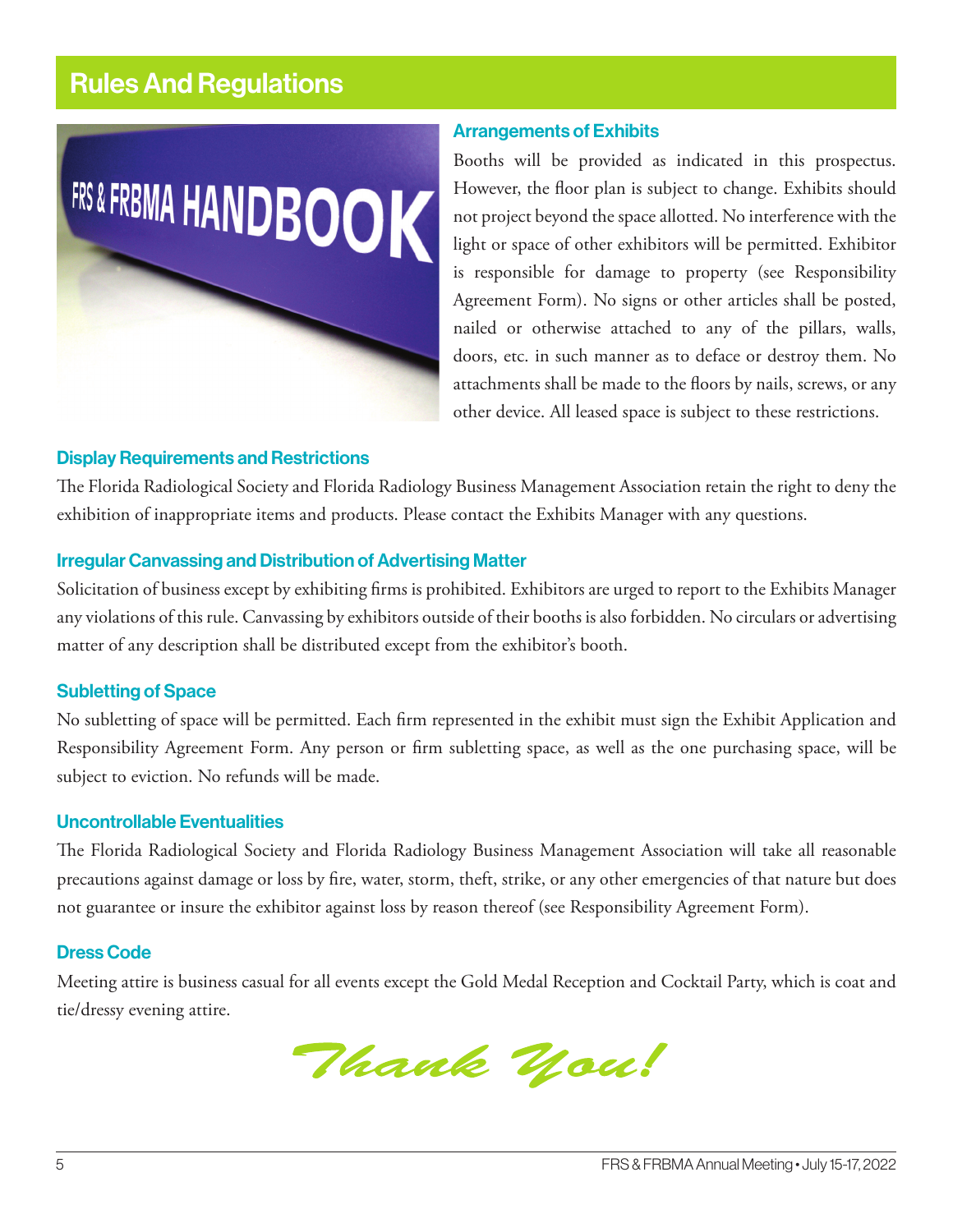# Rules And Regulations

## Arrangements of Exhibits

Booths will be provided as indicated in this prospectus. However, the floor plan is subject to change. Exhibits should not project beyond the space allotted. No interference with the light or space of other exhibitors will be permitted. Exhibitor is responsible for damage to property (see Responsibility Agreement Form). No signs or other articles shall be posted, nailed or otherwise attached to any of the pillars, walls, doors, etc. in such manner as to deface or destroy them. No attachments shall be made to the floors by nails, screws, or any other device. All leased space is subject to these restrictions.

## Display Requirements and Restrictions

The Florida Radiological Society and Florida Radiology Business Management Association retain the right to deny the exhibition of inappropriate items and products. Please contact the Exhibits Manager with any questions.

## Irregular Canvassing and Distribution of Advertising Matter

Solicitation of business except by exhibiting firms is prohibited. Exhibitors are urged to report to the Exhibits Manager any violations of this rule. Canvassing by exhibitors outside of their booths is also forbidden. No circulars or advertising matter of any description shall be distributed except from the exhibitor's booth.

## Subletting of Space

No subletting of space will be permitted. Each firm represented in the exhibit must sign the Exhibit Application and Responsibility Agreement Form. Any person or firm subletting space, as well as the one purchasing space, will be subject to eviction. No refunds will be made.

## Uncontrollable Eventualities

The Florida Radiological Society and Florida Radiology Business Management Association will take all reasonable precautions against damage or loss by fire, water, storm, theft, strike, or any other emergencies of that nature but does not guarantee or insure the exhibitor against loss by reason thereof (see Responsibility Agreement Form).

## Dress Code

Meeting attire is business casual for all events except the Gold Medal Reception and Cocktail Party, which is coat and tie/dressy evening attire.

*Thank You!*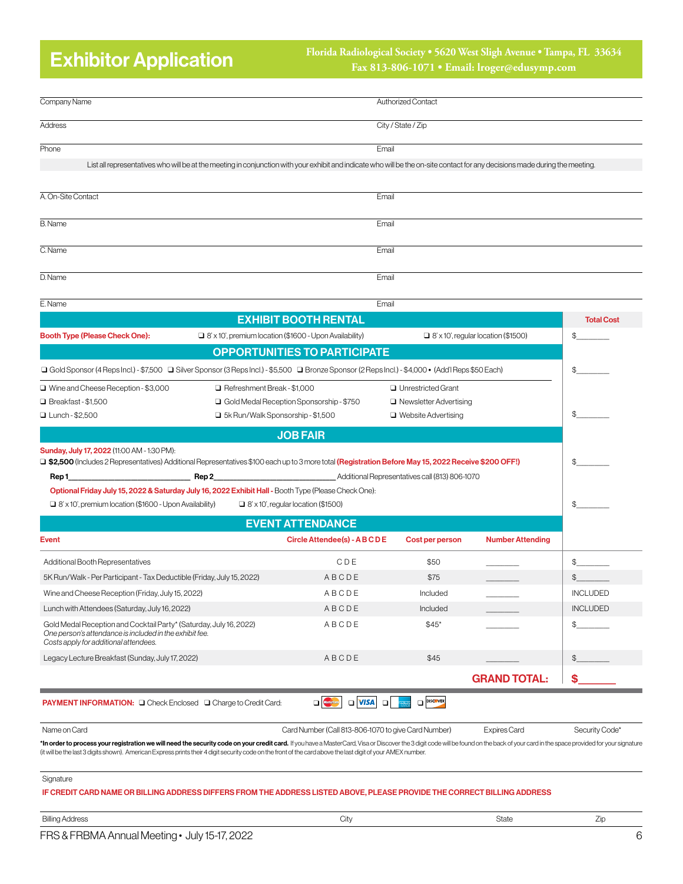# Exhibitor Application

**Florida Radiological Society • 5620 West Sligh Avenue • Tampa, FL 33634**
**Fax 813-806-1071 • Email: lroger@edusymp.com**

Company Name ______________________ Authorized Contact ______________________

Address ______________________ City / State / Zip ______________________

Phone ______________________ Email ______________________

List all representatives who will be at the meeting in conjunction with your exhibit and indicate who will be the on-site contact for any decisions made during the meeting.

A. On-Site Contact ______________________ Email ______________________

B. Name ______________________ Email ______________________

C. Name ______________________ Email ______________________

D. Name ______________________ Email ______________________

E. Name ______________________ Email ______________________

## EXHIBIT BOOTH RENTAL

**Total Cost**

**Booth Type (Please Check One):** ❑ 8' x 10', premium location ($1600 - Upon Availability) ❑ 8' x 10', regular location ($1500) $________

## OPPORTUNITIES TO PARTICIPATE

❑ Gold Sponsor (4 Reps Incl.) - $7,500 ❑ Silver Sponsor (3 Reps Incl.) - $5,500 ❑ Bronze Sponsor (2 Reps Incl.) - $4,000 • (Add'l Reps $50 Each) $________

❑ Wine and Cheese Reception - $3,000 ❑ Refreshment Break - $1,000 ❑ Unrestricted Grant
❑ Breakfast - $1,500 ❑ Gold Medal Reception Sponsorship - $750 ❑ Newsletter Advertising
❑ Lunch - $2,500 ❑ 5k Run/Walk Sponsorship - $1,500 ❑ Website Advertising $________

## JOB FAIR

**Sunday, July 17, 2022** (11:00 AM - 1:30 PM):
❑ **$2,500** (Includes 2 Representatives) Additional Representatives $100 each up to 3 more total **(Registration Before May 15, 2022 Receive $200 OFF!)** $________

**Rep 1**______________________ **Rep 2**______________________ Additional Representatives call (813) 806-1070

**Optional Friday July 15, 2022 & Saturday July 16, 2022 Exhibit Hall** - Booth Type (Please Check One):
❑ 8' x 10', premium location ($1600 - Upon Availability) ❑ 8' x 10', regular location ($1500) $________

## EVENT ATTENDANCE

| Event | Circle Attendee(s) - A B C D E | Cost per person | Number Attending | |
|---|---|---|---|---|
| Additional Booth Representatives | C D E | $50 | ________ | $________ |
| 5K Run/Walk - Per Participant - Tax Deductible (Friday, July 15, 2022) | A B C D E | $75 | ________ | $________ |
| Wine and Cheese Reception (Friday, July 15, 2022) | A B C D E | Included | ________ | INCLUDED |
| Lunch with Attendees (Saturday, July 16, 2022) | A B C D E | Included | ________ | INCLUDED |
| Gold Medal Reception and Cocktail Party* (Saturday, July 16, 2022) *One person's attendance is included in the exhibit fee. Costs apply for additional attendees.* | A B C D E | $45* | ________ | $________ |
| Legacy Lecture Breakfast (Sunday, July 17, 2022) | A B C D E | $45 | ________ | $________ |
| | | | **GRAND TOTAL:** | **$______** |

**PAYMENT INFORMATION:** ❑ Check Enclosed ❑ Charge to Credit Card: ❑ MasterCard ❑ VISA ❑ American Express ❑ Discover

Name on Card ______ Card Number (Call 813-806-1070 to give Card Number) ______ Expires Card ______ Security Code* ______

**\*In order to process your registration we will need the security code on your credit card.** If you have a MasterCard, Visa or Discover the 3 digit code will be found on the back of your card in the space provided for your signature (it will be the last 3 digits shown). American Express prints their 4 digit security code on the front of the card above the last digit of your AMEX number.

Signature ______________________

**IF CREDIT CARD NAME OR BILLING ADDRESS DIFFERS FROM THE ADDRESS LISTED ABOVE, PLEASE PROVIDE THE CORRECT BILLING ADDRESS**

Billing Address ______ City ______ State ______ Zip ______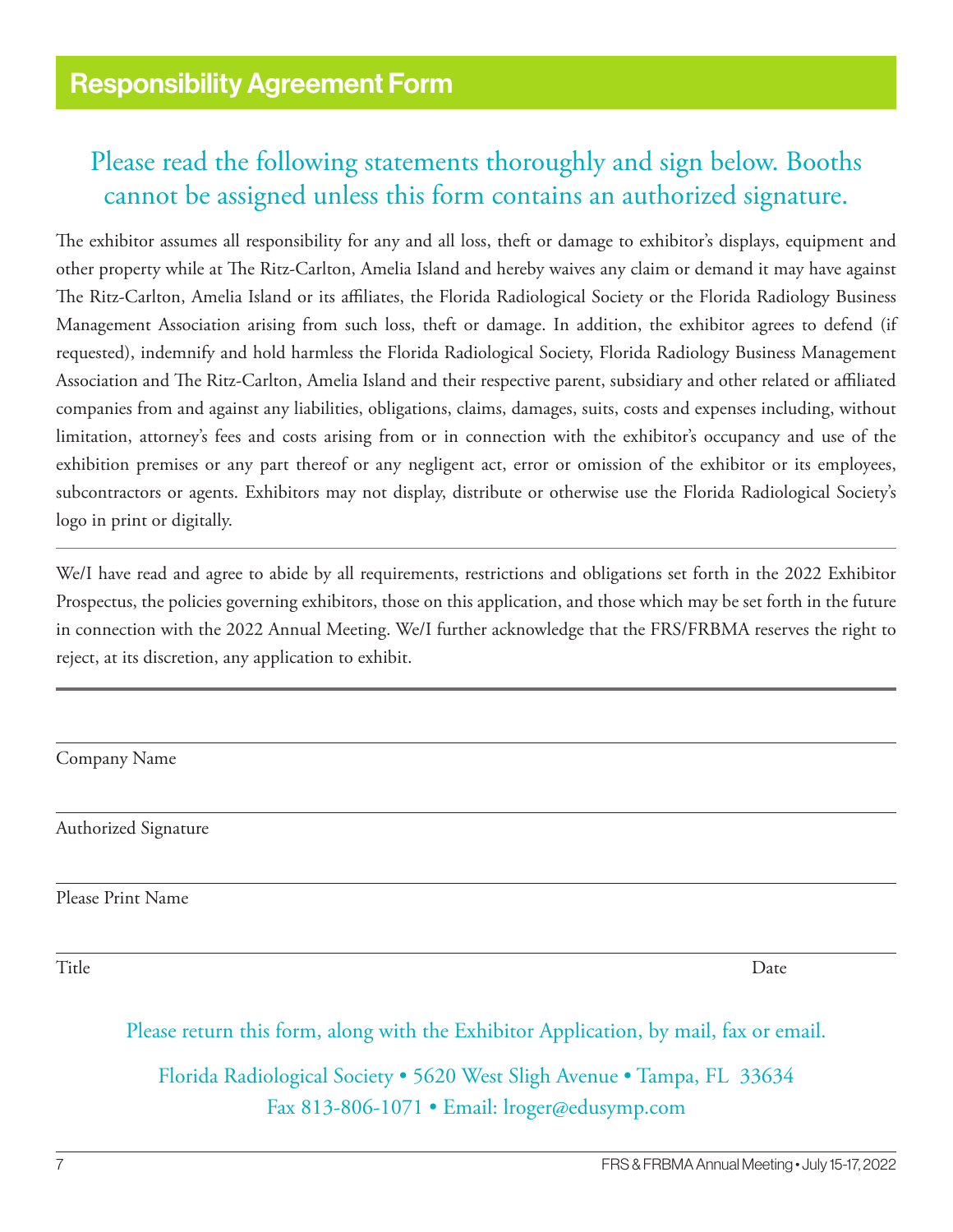# Responsibility Agreement Form

**Please read the following statements thoroughly and sign below. Booths cannot be assigned unless this form contains an authorized signature.**

The exhibitor assumes all responsibility for any and all loss, theft or damage to exhibitor's displays, equipment and other property while at The Ritz-Carlton, Amelia Island and hereby waives any claim or demand it may have against The Ritz-Carlton, Amelia Island or its affiliates, the Florida Radiological Society or the Florida Radiology Business Management Association arising from such loss, theft or damage. In addition, the exhibitor agrees to defend (if requested), indemnify and hold harmless the Florida Radiological Society, Florida Radiology Business Management Association and The Ritz-Carlton, Amelia Island and their respective parent, subsidiary and other related or affiliated companies from and against any liabilities, obligations, claims, damages, suits, costs and expenses including, without limitation, attorney's fees and costs arising from or in connection with the exhibitor's occupancy and use of the exhibition premises or any part thereof or any negligent act, error or omission of the exhibitor or its employees, subcontractors or agents. Exhibitors may not display, distribute or otherwise use the Florida Radiological Society's logo in print or digitally.

---

We/I have read and agree to abide by all requirements, restrictions and obligations set forth in the 2022 Exhibitor Prospectus, the policies governing exhibitors, those on this application, and those which may be set forth in the future in connection with the 2022 Annual Meeting. We/I further acknowledge that the FRS/FRBMA reserves the right to reject, at its discretion, any application to exhibit.

---

Company Name

Authorized Signature

Please Print Name

Title — Date

Please return this form, along with the Exhibitor Application, by mail, fax or email.

Florida Radiological Society • 5620 West Sligh Avenue • Tampa, FL 33634
Fax 813-806-1071 • Email: lroger@edusymp.com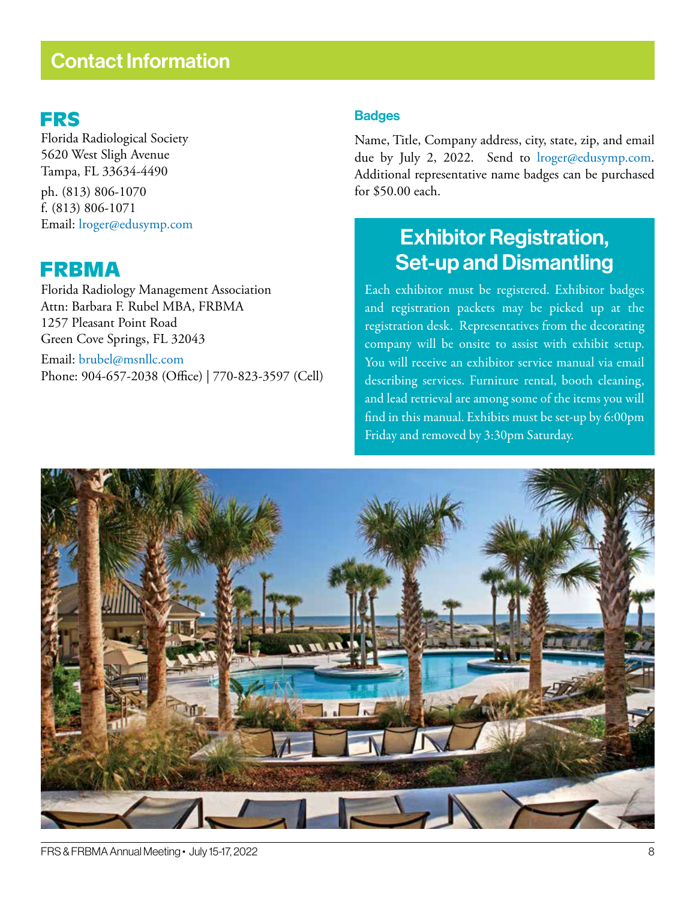# Contact Information

## FRS

Florida Radiological Society
5620 West Sligh Avenue
Tampa, FL 33634-4490

ph. (813) 806-1070
f. (813) 806-1071
Email: lroger@edusymp.com

## FRBMA

Florida Radiology Management Association
Attn: Barbara F. Rubel MBA, FRBMA
1257 Pleasant Point Road
Green Cove Springs, FL 32043

Email: brubel@msnllc.com
Phone: 904-657-2038 (Office) | 770-823-3597 (Cell)

### Badges

Name, Title, Company address, city, state, zip, and email due by July 2, 2022. Send to lroger@edusymp.com. Additional representative name badges can be purchased for $50.00 each.

## Exhibitor Registration, Set-up and Dismantling

Each exhibitor must be registered. Exhibitor badges and registration packets may be picked up at the registration desk. Representatives from the decorating company will be onsite to assist with exhibit setup. You will receive an exhibitor service manual via email describing services. Furniture rental, booth cleaning, and lead retrieval are among some of the items you will find in this manual. Exhibits must be set-up by 6:00pm Friday and removed by 3:30pm Saturday.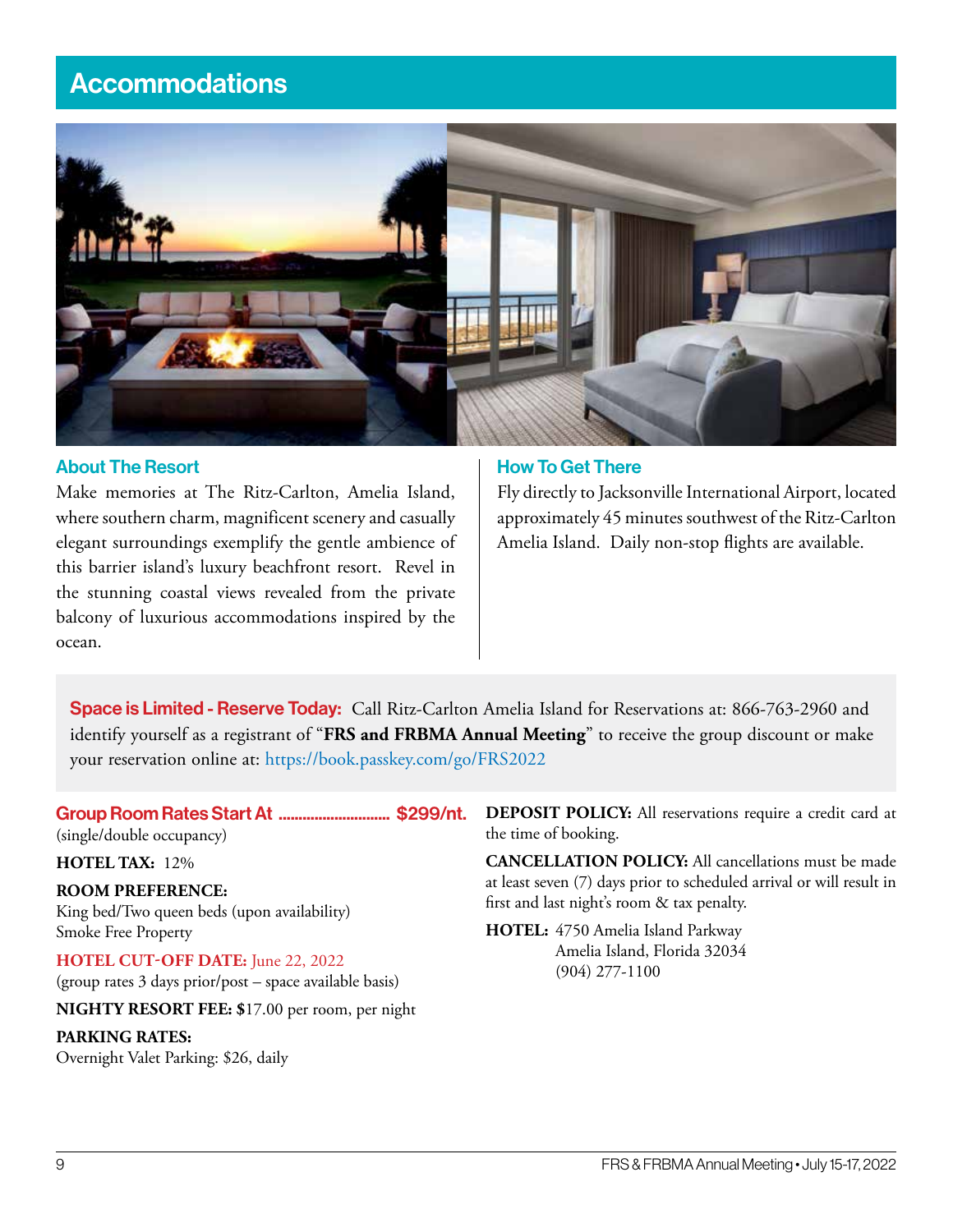# Accommodations

## About The Resort

Make memories at The Ritz-Carlton, Amelia Island, where southern charm, magnificent scenery and casually elegant surroundings exemplify the gentle ambience of this barrier island's luxury beachfront resort. Revel in the stunning coastal views revealed from the private balcony of luxurious accommodations inspired by the ocean.

## How To Get There

Fly directly to Jacksonville International Airport, located approximately 45 minutes southwest of the Ritz-Carlton Amelia Island. Daily non-stop flights are available.

**Space is Limited - Reserve Today:** Call Ritz-Carlton Amelia Island for Reservations at: 866-763-2960 and identify yourself as a registrant of "**FRS and FRBMA Annual Meeting**" to receive the group discount or make your reservation online at: https://book.passkey.com/go/FRS2022

**Group Room Rates Start At ............................ $299/nt.**
(single/double occupancy)

**HOTEL TAX:** 12%

**ROOM PREFERENCE:**
King bed/Two queen beds (upon availability)
Smoke Free Property

**HOTEL CUT-OFF DATE:** June 22, 2022
(group rates 3 days prior/post – space available basis)

**NIGHTY RESORT FEE: $**17.00 per room, per night

**PARKING RATES:**
Overnight Valet Parking: $26, daily

**DEPOSIT POLICY:** All reservations require a credit card at the time of booking.

**CANCELLATION POLICY:** All cancellations must be made at least seven (7) days prior to scheduled arrival or will result in first and last night's room & tax penalty.

**HOTEL:** 4750 Amelia Island Parkway
Amelia Island, Florida 32034
(904) 277-1100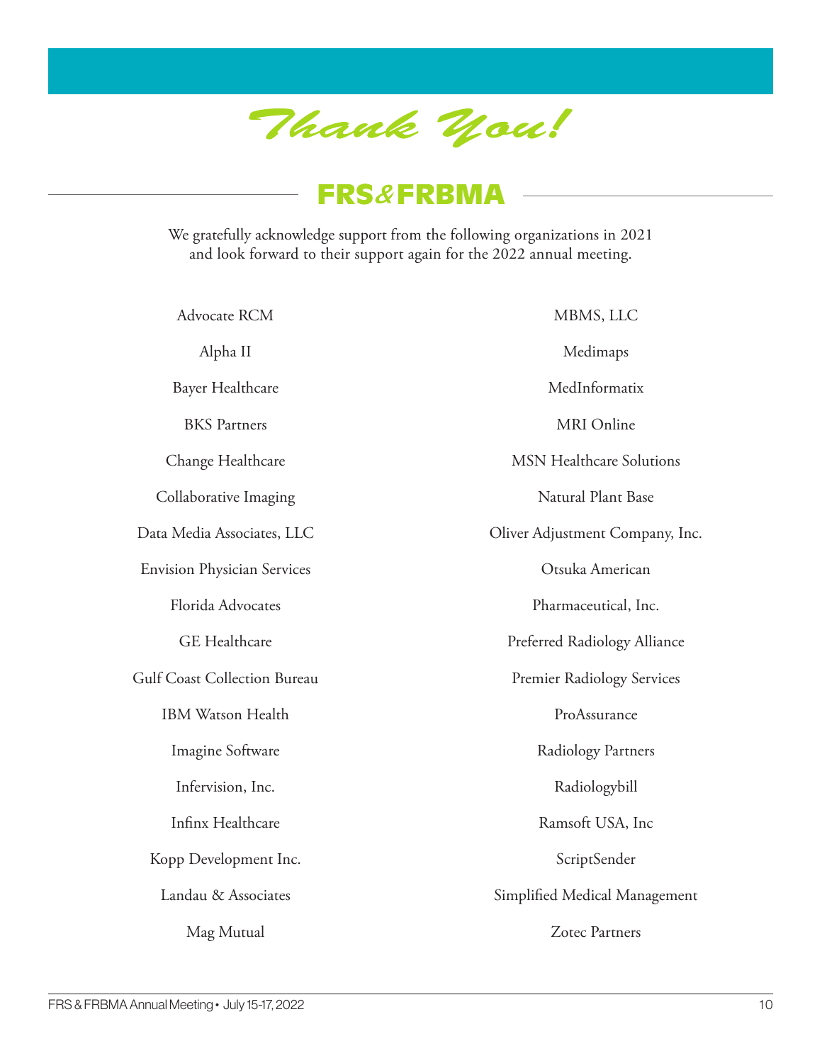# Thank You!

## FRS & FRBMA

We gratefully acknowledge support from the following organizations in 2021 and look forward to their support again for the 2022 annual meeting.

Advocate RCM

Alpha II

Bayer Healthcare

BKS Partners

Change Healthcare

Collaborative Imaging

Data Media Associates, LLC

Envision Physician Services

Florida Advocates

GE Healthcare

Gulf Coast Collection Bureau

IBM Watson Health

Imagine Software

Infervision, Inc.

Infinx Healthcare

Kopp Development Inc.

Landau & Associates

Mag Mutual

MBMS, LLC

Medimaps

MedInformatix

MRI Online

MSN Healthcare Solutions

Natural Plant Base

Oliver Adjustment Company, Inc.

Otsuka American

Pharmaceutical, Inc.

Preferred Radiology Alliance

Premier Radiology Services

ProAssurance

Radiology Partners

Radiologybill

Ramsoft USA, Inc

ScriptSender

Simplified Medical Management

Zotec Partners